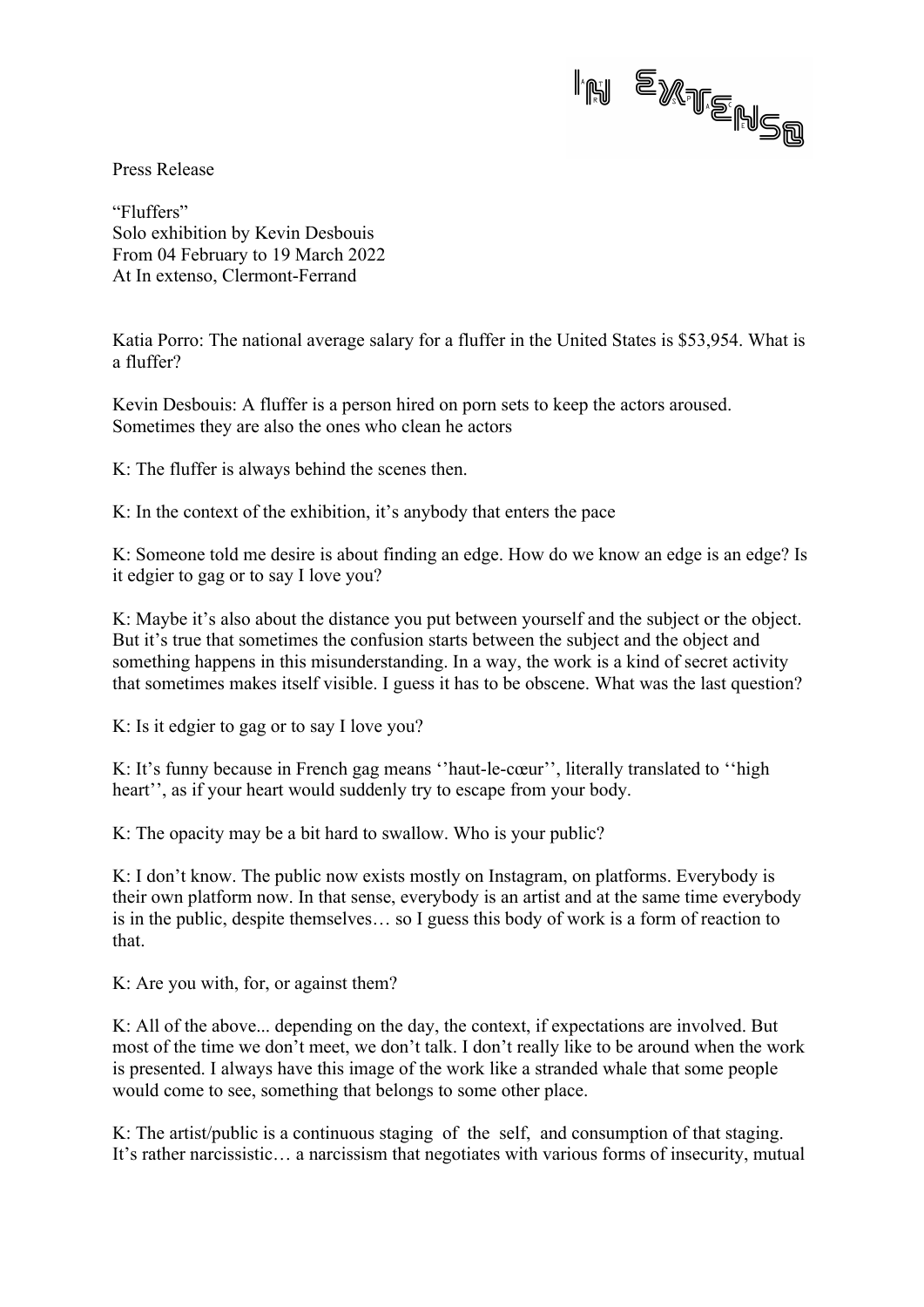Press Release

"Fluffers"
Solo exhibition by Kevin Desbouis
From 04 February to 19 March 2022
At In extenso, Clermont-Ferrand

Katia Porro: The national average salary for a fluffer in the United States is $53,954. What is a fluffer?

Kevin Desbouis: A fluffer is a person hired on porn sets to keep the actors aroused. Sometimes they are also the ones who clean he actors

K: The fluffer is always behind the scenes then.

K: In the context of the exhibition, it's anybody that enters the pace

K: Someone told me desire is about finding an edge. How do we know an edge is an edge? Is it edgier to gag or to say I love you?

K: Maybe it's also about the distance you put between yourself and the subject or the object. But it's true that sometimes the confusion starts between the subject and the object and something happens in this misunderstanding. In a way, the work is a kind of secret activity that sometimes makes itself visible. I guess it has to be obscene. What was the last question?

K: Is it edgier to gag or to say I love you?

K: It's funny because in French gag means ''haut-le-cœur'', literally translated to ''high heart'', as if your heart would suddenly try to escape from your body.

K: The opacity may be a bit hard to swallow. Who is your public?

K: I don't know. The public now exists mostly on Instagram, on platforms. Everybody is their own platform now. In that sense, everybody is an artist and at the same time everybody is in the public, despite themselves… so I guess this body of work is a form of reaction to that.

K: Are you with, for, or against them?

K: All of the above... depending on the day, the context, if expectations are involved. But most of the time we don't meet, we don't talk. I don't really like to be around when the work is presented. I always have this image of the work like a stranded whale that some people would come to see, something that belongs to some other place.

K: The artist/public is a continuous staging of the self, and consumption of that staging. It's rather narcissistic… a narcissism that negotiates with various forms of insecurity, mutual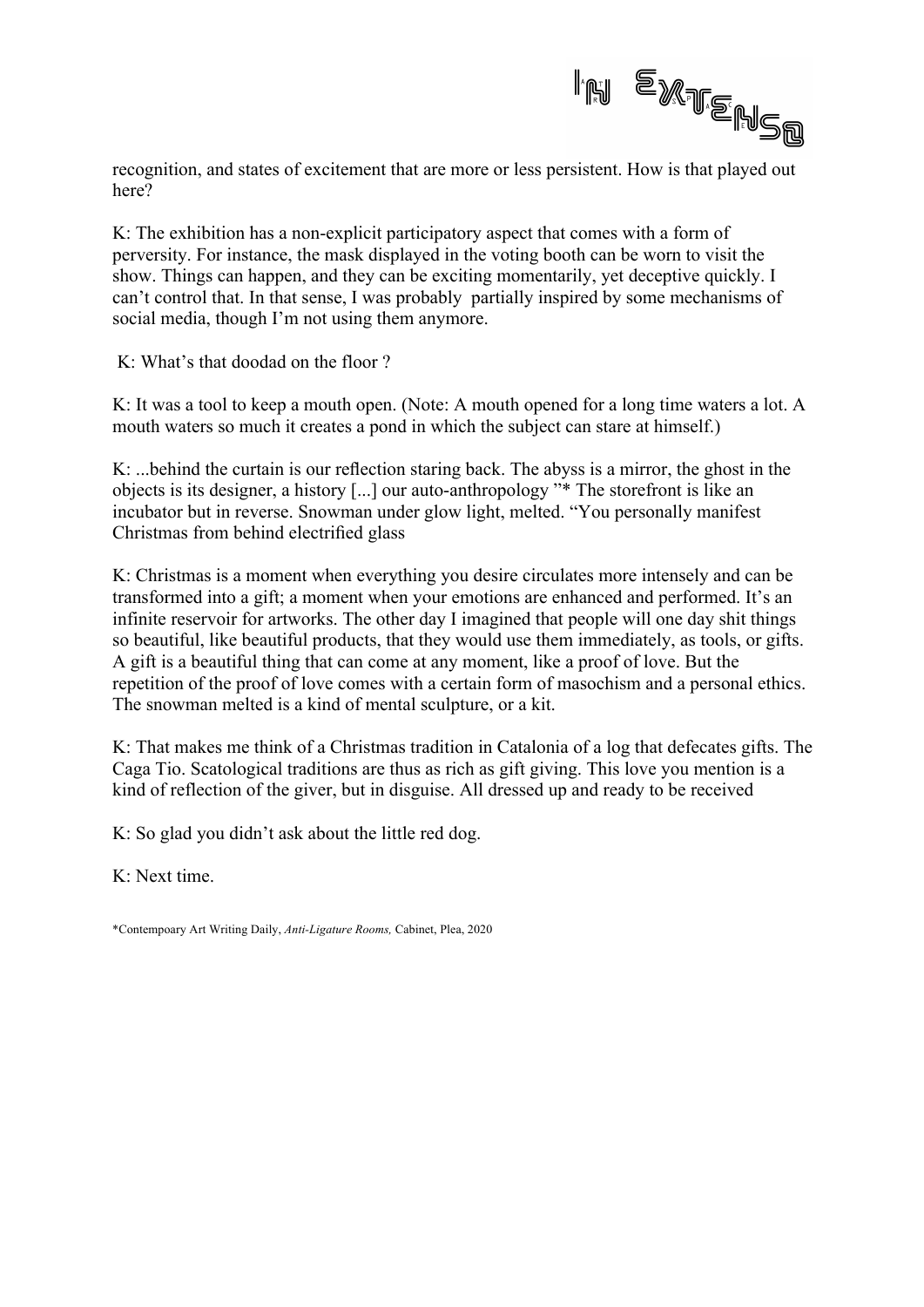recognition, and states of excitement that are more or less persistent. How is that played out here?

K: The exhibition has a non-explicit participatory aspect that comes with a form of perversity. For instance, the mask displayed in the voting booth can be worn to visit the show. Things can happen, and they can be exciting momentarily, yet deceptive quickly. I can't control that. In that sense, I was probably partially inspired by some mechanisms of social media, though I'm not using them anymore.

K: What's that doodad on the floor ?

K: It was a tool to keep a mouth open. (Note: A mouth opened for a long time waters a lot. A mouth waters so much it creates a pond in which the subject can stare at himself.)

K: ...behind the curtain is our reflection staring back. The abyss is a mirror, the ghost in the objects is its designer, a history [...] our auto-anthropology "* The storefront is like an incubator but in reverse. Snowman under glow light, melted. "You personally manifest Christmas from behind electrified glass

K: Christmas is a moment when everything you desire circulates more intensely and can be transformed into a gift; a moment when your emotions are enhanced and performed. It's an infinite reservoir for artworks. The other day I imagined that people will one day shit things so beautiful, like beautiful products, that they would use them immediately, as tools, or gifts. A gift is a beautiful thing that can come at any moment, like a proof of love. But the repetition of the proof of love comes with a certain form of masochism and a personal ethics. The snowman melted is a kind of mental sculpture, or a kit.

K: That makes me think of a Christmas tradition in Catalonia of a log that defecates gifts. The Caga Tio. Scatological traditions are thus as rich as gift giving. This love you mention is a kind of reflection of the giver, but in disguise. All dressed up and ready to be received

K: So glad you didn't ask about the little red dog.

K: Next time.

*Contempoary Art Writing Daily, *Anti-Ligature Rooms,* Cabinet, Plea, 2020